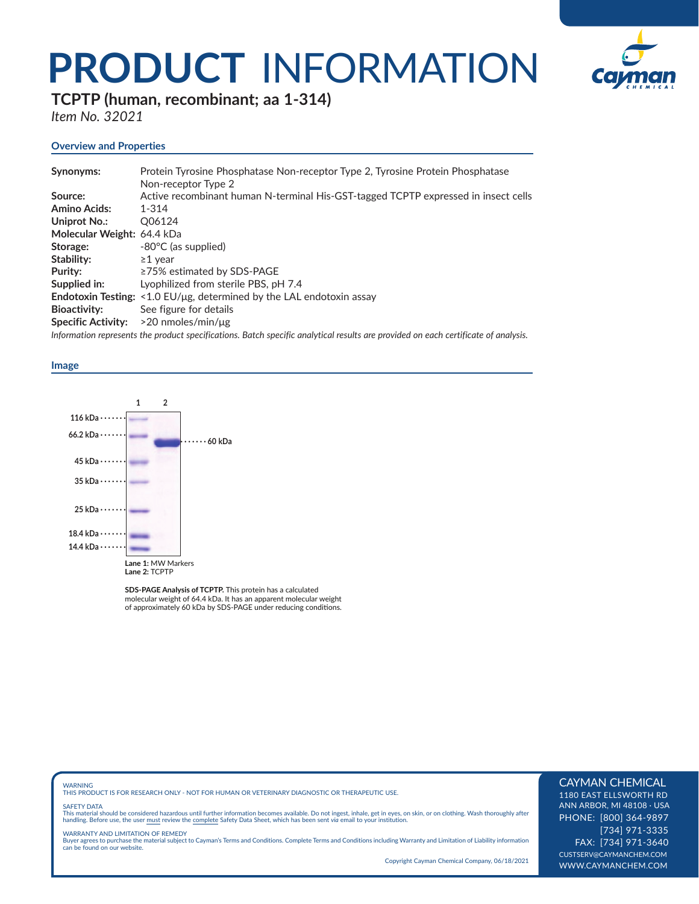# PRODUCT INFORMATION

## TCPTP (human, recombinant; aa 1-314)

*Item No. 32021*

### Overview and Properties

**Synonyms:** Protein Tyrosine Phosphatase Non-receptor Type 2, Tyrosine Protein Phosphatase Non-receptor Type 2
**Source:** Active recombinant human N-terminal His-GST-tagged TCPTP expressed in insect cells
**Amino Acids:** 1-314
**Uniprot No.:** Q06124
**Molecular Weight:** 64.4 kDa
**Storage:** -80°C (as supplied)
**Stability:** ≥1 year
**Purity:** ≥75% estimated by SDS-PAGE
**Supplied in:** Lyophilized from sterile PBS, pH 7.4
**Endotoxin Testing:** <1.0 EU/µg, determined by the LAL endotoxin assay
**Bioactivity:** See figure for details
**Specific Activity:** >20 nmoles/min/µg

*Information represents the product specifications. Batch specific analytical results are provided on each certificate of analysis.*

### Image

1 2

116 kDa
66.2 kDa
45 kDa
35 kDa
25 kDa
18.4 kDa
14.4 kDa

60 kDa

**Lane 1:** MW Markers
**Lane 2:** TCPTP

**SDS-PAGE Analysis of TCPTP.** This protein has a calculated molecular weight of 64.4 kDa. It has an apparent molecular weight of approximately 60 kDa by SDS-PAGE under reducing conditions.

WARNING
THIS PRODUCT IS FOR RESEARCH ONLY - NOT FOR HUMAN OR VETERINARY DIAGNOSTIC OR THERAPEUTIC USE.

SAFETY DATA
This material should be considered hazardous until further information becomes available. Do not ingest, inhale, get in eyes, on skin, or on clothing. Wash thoroughly after handling. Before use, the user must review the complete Safety Data Sheet, which has been sent *via* email to your institution.

WARRANTY AND LIMITATION OF REMEDY
Buyer agrees to purchase the material subject to Cayman's Terms and Conditions. Complete Terms and Conditions including Warranty and Limitation of Liability information can be found on our website.

Copyright Cayman Chemical Company, 06/18/2021

CAYMAN CHEMICAL
1180 EAST ELLSWORTH RD
ANN ARBOR, MI 48108 · USA
PHONE: [800] 364-9897
[734] 971-3335
FAX: [734] 971-3640
CUSTSERV@CAYMANCHEM.COM
WWW.CAYMANCHEM.COM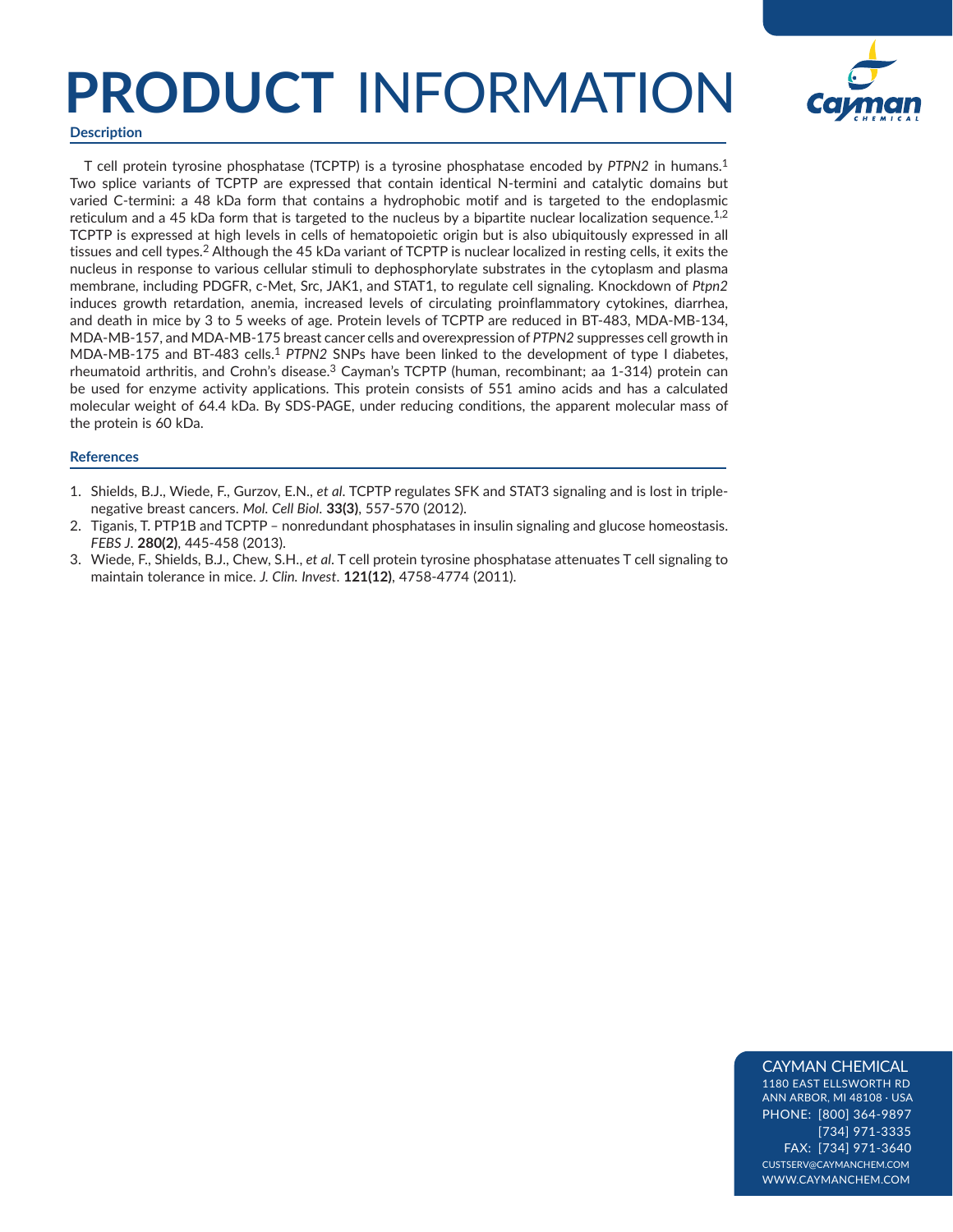# **PRODUCT** INFORMATION

### Description

T cell protein tyrosine phosphatase (TCPTP) is a tyrosine phosphatase encoded by *PTPN2* in humans.[1] Two splice variants of TCPTP are expressed that contain identical N-termini and catalytic domains but varied C-termini: a 48 kDa form that contains a hydrophobic motif and is targeted to the endoplasmic reticulum and a 45 kDa form that is targeted to the nucleus by a bipartite nuclear localization sequence.[1,2] TCPTP is expressed at high levels in cells of hematopoietic origin but is also ubiquitously expressed in all tissues and cell types.[2] Although the 45 kDa variant of TCPTP is nuclear localized in resting cells, it exits the nucleus in response to various cellular stimuli to dephosphorylate substrates in the cytoplasm and plasma membrane, including PDGFR, c-Met, Src, JAK1, and STAT1, to regulate cell signaling. Knockdown of *Ptpn2* induces growth retardation, anemia, increased levels of circulating proinflammatory cytokines, diarrhea, and death in mice by 3 to 5 weeks of age. Protein levels of TCPTP are reduced in BT-483, MDA-MB-134, MDA-MB-157, and MDA-MB-175 breast cancer cells and overexpression of *PTPN2* suppresses cell growth in MDA-MB-175 and BT-483 cells.[1] *PTPN2* SNPs have been linked to the development of type I diabetes, rheumatoid arthritis, and Crohn's disease.[3] Cayman's TCPTP (human, recombinant; aa 1-314) protein can be used for enzyme activity applications. This protein consists of 551 amino acids and has a calculated molecular weight of 64.4 kDa. By SDS-PAGE, under reducing conditions, the apparent molecular mass of the protein is 60 kDa.

### References

1. Shields, B.J., Wiede, F., Gurzov, E.N., *et al*. TCPTP regulates SFK and STAT3 signaling and is lost in triple-negative breast cancers. *Mol. Cell Biol*. **33(3)**, 557-570 (2012).
2. Tiganis, T. PTP1B and TCPTP – nonredundant phosphatases in insulin signaling and glucose homeostasis. *FEBS J*. **280(2)**, 445-458 (2013).
3. Wiede, F., Shields, B.J., Chew, S.H., *et al*. T cell protein tyrosine phosphatase attenuates T cell signaling to maintain tolerance in mice. *J. Clin. Invest*. **121(12)**, 4758-4774 (2011).

CAYMAN CHEMICAL
1180 EAST ELLSWORTH RD
ANN ARBOR, MI 48108 · USA
PHONE: [800] 364-9897
[734] 971-3335
FAX: [734] 971-3640
CUSTSERV@CAYMANCHEM.COM
WWW.CAYMANCHEM.COM